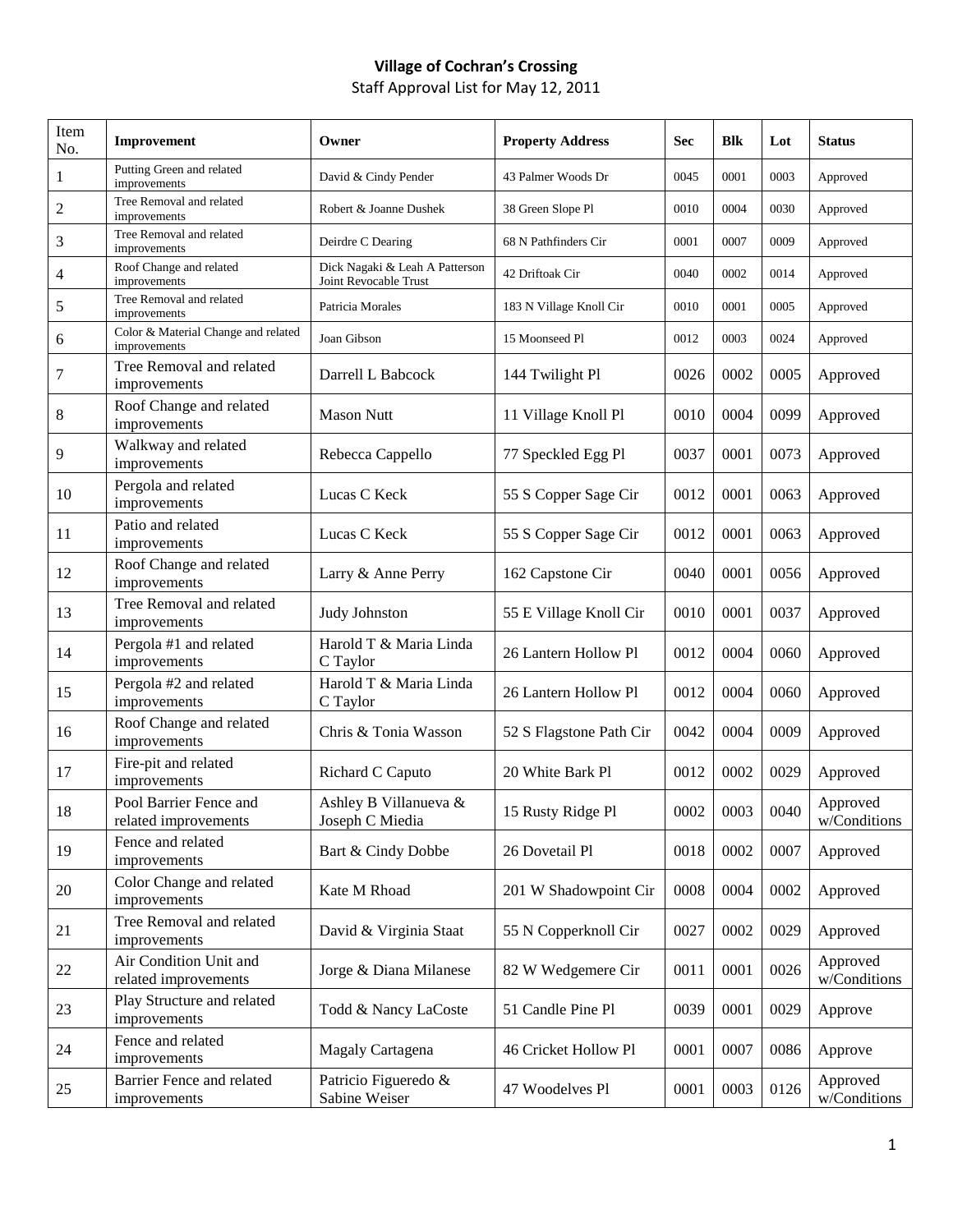**Village of Cochran's Crossing**

Staff Approval List for May 12, 2011

| Item No. | Improvement | Owner | Property Address | Sec | Blk | Lot | Status |
|---|---|---|---|---|---|---|---|
| 1 | Putting Green and related improvements | David & Cindy Pender | 43 Palmer Woods Dr | 0045 | 0001 | 0003 | Approved |
| 2 | Tree Removal and related improvements | Robert & Joanne Dushek | 38 Green Slope Pl | 0010 | 0004 | 0030 | Approved |
| 3 | Tree Removal and related improvements | Deirdre C Dearing | 68 N Pathfinders Cir | 0001 | 0007 | 0009 | Approved |
| 4 | Roof Change and related improvements | Dick Nagaki & Leah A Patterson Joint Revocable Trust | 42 Driftoak Cir | 0040 | 0002 | 0014 | Approved |
| 5 | Tree Removal and related improvements | Patricia Morales | 183 N Village Knoll Cir | 0010 | 0001 | 0005 | Approved |
| 6 | Color & Material Change and related improvements | Joan Gibson | 15 Moonseed Pl | 0012 | 0003 | 0024 | Approved |
| 7 | Tree Removal and related improvements | Darrell L Babcock | 144 Twilight Pl | 0026 | 0002 | 0005 | Approved |
| 8 | Roof Change and related improvements | Mason Nutt | 11 Village Knoll Pl | 0010 | 0004 | 0099 | Approved |
| 9 | Walkway and related improvements | Rebecca Cappello | 77 Speckled Egg Pl | 0037 | 0001 | 0073 | Approved |
| 10 | Pergola and related improvements | Lucas C Keck | 55 S Copper Sage Cir | 0012 | 0001 | 0063 | Approved |
| 11 | Patio and related improvements | Lucas C Keck | 55 S Copper Sage Cir | 0012 | 0001 | 0063 | Approved |
| 12 | Roof Change and related improvements | Larry & Anne Perry | 162 Capstone Cir | 0040 | 0001 | 0056 | Approved |
| 13 | Tree Removal and related improvements | Judy Johnston | 55 E Village Knoll Cir | 0010 | 0001 | 0037 | Approved |
| 14 | Pergola #1 and related improvements | Harold T & Maria Linda C Taylor | 26 Lantern Hollow Pl | 0012 | 0004 | 0060 | Approved |
| 15 | Pergola #2 and related improvements | Harold T & Maria Linda C Taylor | 26 Lantern Hollow Pl | 0012 | 0004 | 0060 | Approved |
| 16 | Roof Change and related improvements | Chris & Tonia Wasson | 52 S Flagstone Path Cir | 0042 | 0004 | 0009 | Approved |
| 17 | Fire-pit and related improvements | Richard C Caputo | 20 White Bark Pl | 0012 | 0002 | 0029 | Approved |
| 18 | Pool Barrier Fence and related improvements | Ashley B Villanueva & Joseph C Miedia | 15 Rusty Ridge Pl | 0002 | 0003 | 0040 | Approved w/Conditions |
| 19 | Fence and related improvements | Bart & Cindy Dobbe | 26 Dovetail Pl | 0018 | 0002 | 0007 | Approved |
| 20 | Color Change and related improvements | Kate M Rhoad | 201 W Shadowpoint Cir | 0008 | 0004 | 0002 | Approved |
| 21 | Tree Removal and related improvements | David & Virginia Staat | 55 N Copperknoll Cir | 0027 | 0002 | 0029 | Approved |
| 22 | Air Condition Unit and related improvements | Jorge & Diana Milanese | 82 W Wedgemere Cir | 0011 | 0001 | 0026 | Approved w/Conditions |
| 23 | Play Structure and related improvements | Todd & Nancy LaCoste | 51 Candle Pine Pl | 0039 | 0001 | 0029 | Approve |
| 24 | Fence and related improvements | Magaly Cartagena | 46 Cricket Hollow Pl | 0001 | 0007 | 0086 | Approve |
| 25 | Barrier Fence and related improvements | Patricio Figueredo & Sabine Weiser | 47 Woodelves Pl | 0001 | 0003 | 0126 | Approved w/Conditions |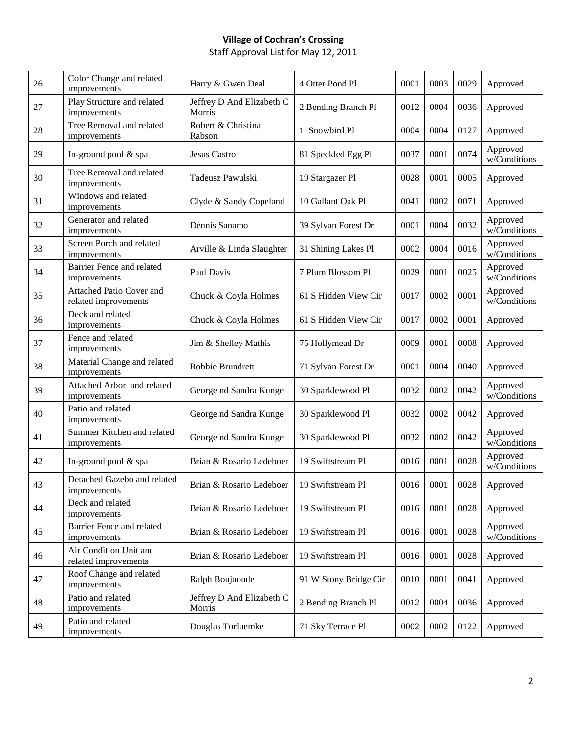# Village of Cochran's Crossing

Staff Approval List for May 12, 2011

| | | | | | | | |
|---|---|---|---|---|---|---|---|
| 26 | Color Change and related improvements | Harry & Gwen Deal | 4 Otter Pond Pl | 0001 | 0003 | 0029 | Approved |
| 27 | Play Structure and related improvements | Jeffrey D And Elizabeth C Morris | 2 Bending Branch Pl | 0012 | 0004 | 0036 | Approved |
| 28 | Tree Removal and related improvements | Robert & Christina Rabson | 1 Snowbird Pl | 0004 | 0004 | 0127 | Approved |
| 29 | In-ground pool & spa | Jesus Castro | 81 Speckled Egg Pl | 0037 | 0001 | 0074 | Approved w/Conditions |
| 30 | Tree Removal and related improvements | Tadeusz Pawulski | 19 Stargazer Pl | 0028 | 0001 | 0005 | Approved |
| 31 | Windows and related improvements | Clyde & Sandy Copeland | 10 Gallant Oak Pl | 0041 | 0002 | 0071 | Approved |
| 32 | Generator and related improvements | Dennis Sanamo | 39 Sylvan Forest Dr | 0001 | 0004 | 0032 | Approved w/Conditions |
| 33 | Screen Porch and related improvements | Arville & Linda Slaughter | 31 Shining Lakes Pl | 0002 | 0004 | 0016 | Approved w/Conditions |
| 34 | Barrier Fence and related improvements | Paul Davis | 7 Plum Blossom Pl | 0029 | 0001 | 0025 | Approved w/Conditions |
| 35 | Attached Patio Cover and related improvements | Chuck & Coyla Holmes | 61 S Hidden View Cir | 0017 | 0002 | 0001 | Approved w/Conditions |
| 36 | Deck and related improvements | Chuck & Coyla Holmes | 61 S Hidden View Cir | 0017 | 0002 | 0001 | Approved |
| 37 | Fence and related improvements | Jim & Shelley Mathis | 75 Hollymead Dr | 0009 | 0001 | 0008 | Approved |
| 38 | Material Change and related improvements | Robbie Brundrett | 71 Sylvan Forest Dr | 0001 | 0004 | 0040 | Approved |
| 39 | Attached Arbor and related improvements | George nd Sandra Kunge | 30 Sparklewood Pl | 0032 | 0002 | 0042 | Approved w/Conditions |
| 40 | Patio and related improvements | George nd Sandra Kunge | 30 Sparklewood Pl | 0032 | 0002 | 0042 | Approved |
| 41 | Summer Kitchen and related improvements | George nd Sandra Kunge | 30 Sparklewood Pl | 0032 | 0002 | 0042 | Approved w/Conditions |
| 42 | In-ground pool & spa | Brian & Rosario Ledeboer | 19 Swiftstream Pl | 0016 | 0001 | 0028 | Approved w/Conditions |
| 43 | Detached Gazebo and related improvements | Brian & Rosario Ledeboer | 19 Swiftstream Pl | 0016 | 0001 | 0028 | Approved |
| 44 | Deck and related improvements | Brian & Rosario Ledeboer | 19 Swiftstream Pl | 0016 | 0001 | 0028 | Approved |
| 45 | Barrier Fence and related improvements | Brian & Rosario Ledeboer | 19 Swiftstream Pl | 0016 | 0001 | 0028 | Approved w/Conditions |
| 46 | Air Condition Unit and related improvements | Brian & Rosario Ledeboer | 19 Swiftstream Pl | 0016 | 0001 | 0028 | Approved |
| 47 | Roof Change and related improvements | Ralph Boujaoude | 91 W Stony Bridge Cir | 0010 | 0001 | 0041 | Approved |
| 48 | Patio and related improvements | Jeffrey D And Elizabeth C Morris | 2 Bending Branch Pl | 0012 | 0004 | 0036 | Approved |
| 49 | Patio and related improvements | Douglas Torluemke | 71 Sky Terrace Pl | 0002 | 0002 | 0122 | Approved |